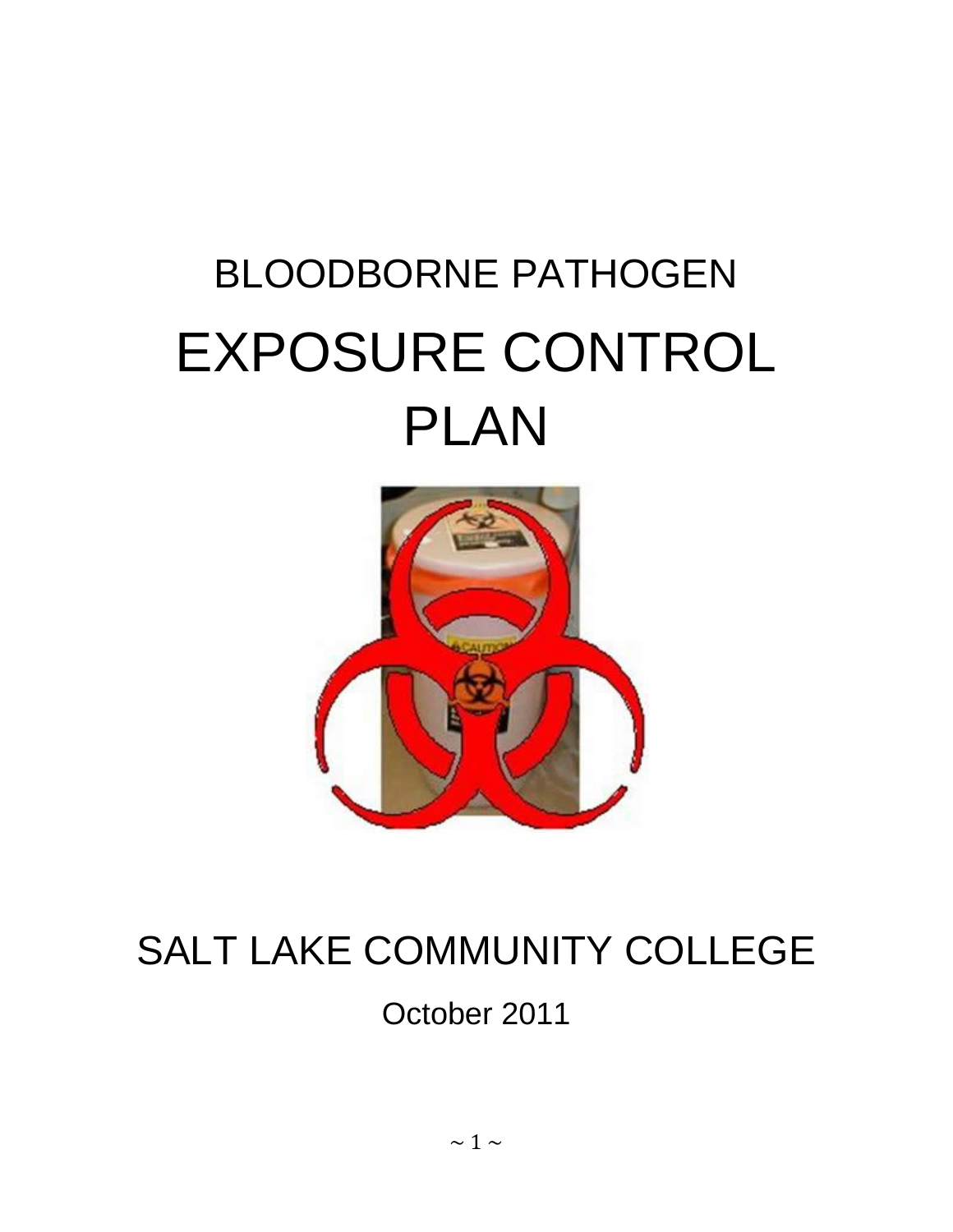# BLOODBORNE PATHOGEN

# EXPOSURE CONTROL PLAN

## SALT LAKE COMMUNITY COLLEGE

October 2011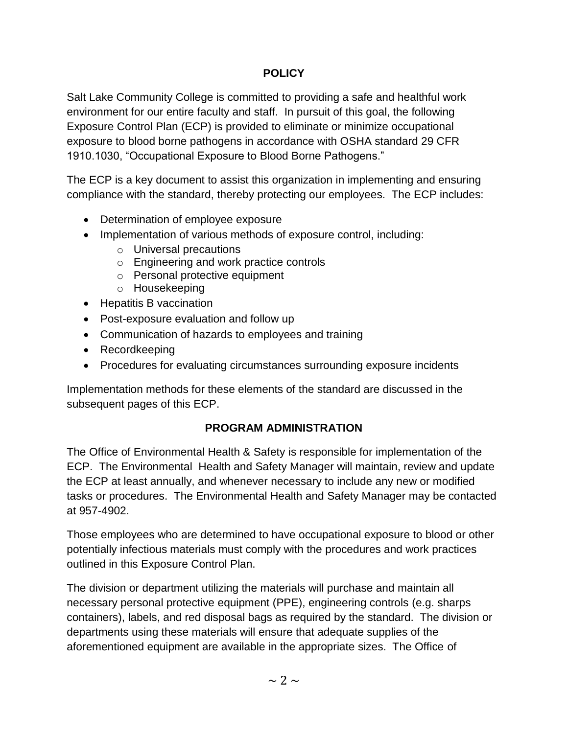## POLICY

Salt Lake Community College is committed to providing a safe and healthful work environment for our entire faculty and staff. In pursuit of this goal, the following Exposure Control Plan (ECP) is provided to eliminate or minimize occupational exposure to blood borne pathogens in accordance with OSHA standard 29 CFR 1910.1030, "Occupational Exposure to Blood Borne Pathogens."

The ECP is a key document to assist this organization in implementing and ensuring compliance with the standard, thereby protecting our employees. The ECP includes:

- Determination of employee exposure
- Implementation of various methods of exposure control, including:
  - Universal precautions
  - Engineering and work practice controls
  - Personal protective equipment
  - Housekeeping
- Hepatitis B vaccination
- Post-exposure evaluation and follow up
- Communication of hazards to employees and training
- Recordkeeping
- Procedures for evaluating circumstances surrounding exposure incidents

Implementation methods for these elements of the standard are discussed in the subsequent pages of this ECP.

## PROGRAM ADMINISTRATION

The Office of Environmental Health & Safety is responsible for implementation of the ECP. The Environmental Health and Safety Manager will maintain, review and update the ECP at least annually, and whenever necessary to include any new or modified tasks or procedures. The Environmental Health and Safety Manager may be contacted at 957-4902.

Those employees who are determined to have occupational exposure to blood or other potentially infectious materials must comply with the procedures and work practices outlined in this Exposure Control Plan.

The division or department utilizing the materials will purchase and maintain all necessary personal protective equipment (PPE), engineering controls (e.g. sharps containers), labels, and red disposal bags as required by the standard. The division or departments using these materials will ensure that adequate supplies of the aforementioned equipment are available in the appropriate sizes. The Office of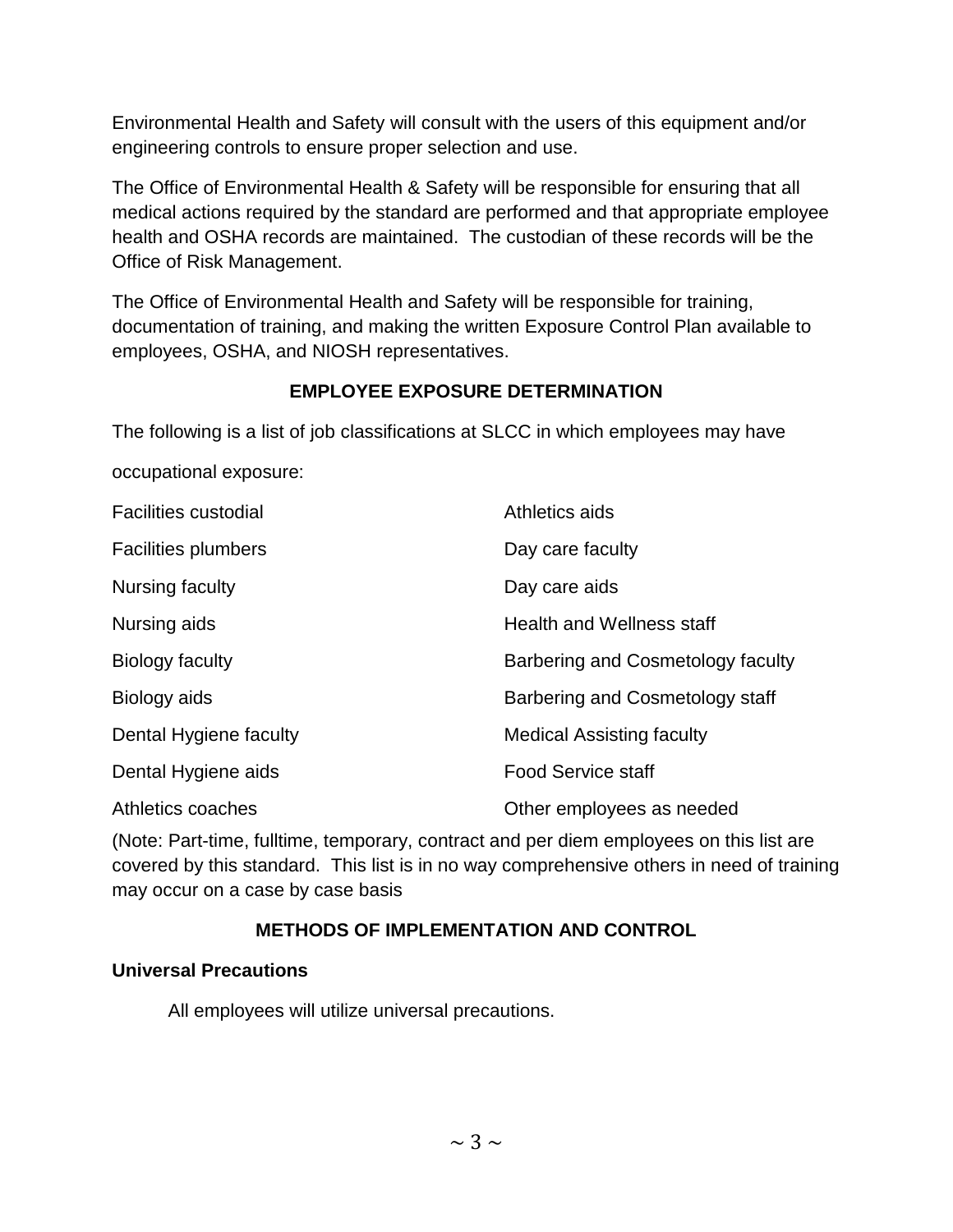Environmental Health and Safety will consult with the users of this equipment and/or engineering controls to ensure proper selection and use.

The Office of Environmental Health & Safety will be responsible for ensuring that all medical actions required by the standard are performed and that appropriate employee health and OSHA records are maintained. The custodian of these records will be the Office of Risk Management.

The Office of Environmental Health and Safety will be responsible for training, documentation of training, and making the written Exposure Control Plan available to employees, OSHA, and NIOSH representatives.

## EMPLOYEE EXPOSURE DETERMINATION

The following is a list of job classifications at SLCC in which employees may have occupational exposure:

- Facilities custodial
- Facilities plumbers
- Nursing faculty
- Nursing aids
- Biology faculty
- Biology aids
- Dental Hygiene faculty
- Dental Hygiene aids
- Athletics coaches
- Athletics aids
- Day care faculty
- Day care aids
- Health and Wellness staff
- Barbering and Cosmetology faculty
- Barbering and Cosmetology staff
- Medical Assisting faculty
- Food Service staff
- Other employees as needed

(Note: Part-time, fulltime, temporary, contract and per diem employees on this list are covered by this standard. This list is in no way comprehensive others in need of training may occur on a case by case basis

## METHODS OF IMPLEMENTATION AND CONTROL

### Universal Precautions

All employees will utilize universal precautions.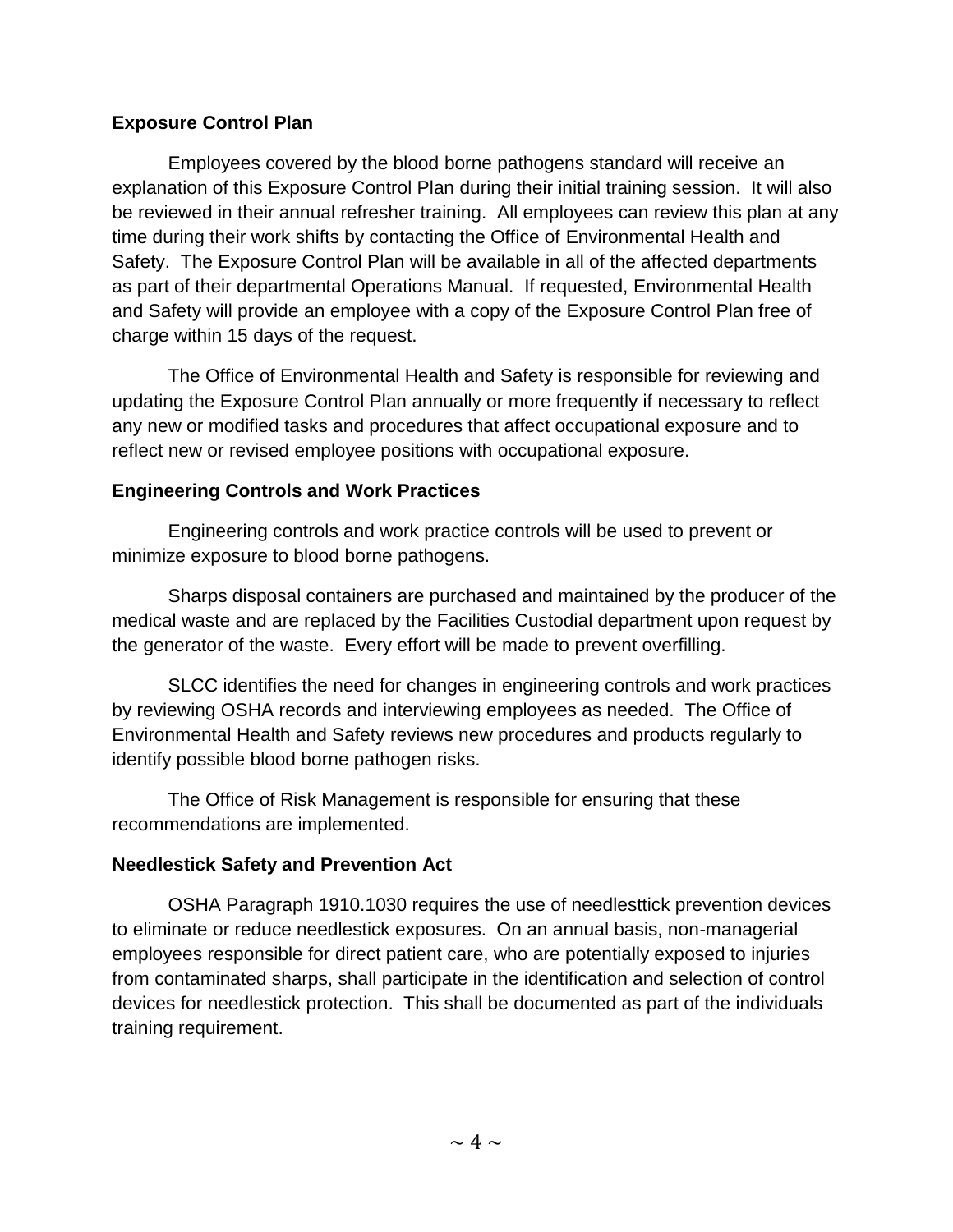**Exposure Control Plan**

Employees covered by the blood borne pathogens standard will receive an explanation of this Exposure Control Plan during their initial training session. It will also be reviewed in their annual refresher training. All employees can review this plan at any time during their work shifts by contacting the Office of Environmental Health and Safety. The Exposure Control Plan will be available in all of the affected departments as part of their departmental Operations Manual. If requested, Environmental Health and Safety will provide an employee with a copy of the Exposure Control Plan free of charge within 15 days of the request.

The Office of Environmental Health and Safety is responsible for reviewing and updating the Exposure Control Plan annually or more frequently if necessary to reflect any new or modified tasks and procedures that affect occupational exposure and to reflect new or revised employee positions with occupational exposure.

**Engineering Controls and Work Practices**

Engineering controls and work practice controls will be used to prevent or minimize exposure to blood borne pathogens.

Sharps disposal containers are purchased and maintained by the producer of the medical waste and are replaced by the Facilities Custodial department upon request by the generator of the waste. Every effort will be made to prevent overfilling.

SLCC identifies the need for changes in engineering controls and work practices by reviewing OSHA records and interviewing employees as needed. The Office of Environmental Health and Safety reviews new procedures and products regularly to identify possible blood borne pathogen risks.

The Office of Risk Management is responsible for ensuring that these recommendations are implemented.

**Needlestick Safety and Prevention Act**

OSHA Paragraph 1910.1030 requires the use of needlesttick prevention devices to eliminate or reduce needlestick exposures. On an annual basis, non-managerial employees responsible for direct patient care, who are potentially exposed to injuries from contaminated sharps, shall participate in the identification and selection of control devices for needlestick protection. This shall be documented as part of the individuals training requirement.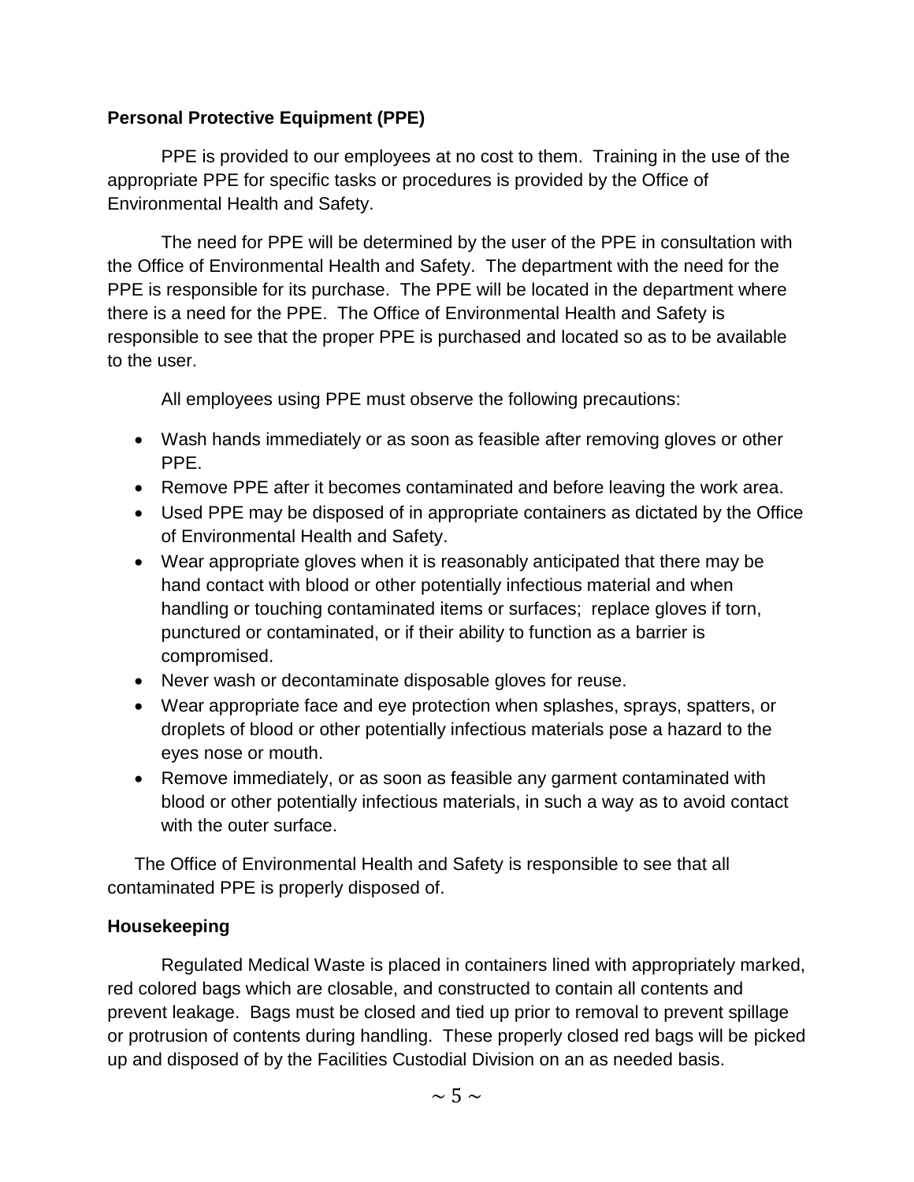**Personal Protective Equipment (PPE)**

PPE is provided to our employees at no cost to them. Training in the use of the appropriate PPE for specific tasks or procedures is provided by the Office of Environmental Health and Safety.

The need for PPE will be determined by the user of the PPE in consultation with the Office of Environmental Health and Safety. The department with the need for the PPE is responsible for its purchase. The PPE will be located in the department where there is a need for the PPE. The Office of Environmental Health and Safety is responsible to see that the proper PPE is purchased and located so as to be available to the user.

All employees using PPE must observe the following precautions:

- Wash hands immediately or as soon as feasible after removing gloves or other PPE.
- Remove PPE after it becomes contaminated and before leaving the work area.
- Used PPE may be disposed of in appropriate containers as dictated by the Office of Environmental Health and Safety.
- Wear appropriate gloves when it is reasonably anticipated that there may be hand contact with blood or other potentially infectious material and when handling or touching contaminated items or surfaces; replace gloves if torn, punctured or contaminated, or if their ability to function as a barrier is compromised.
- Never wash or decontaminate disposable gloves for reuse.
- Wear appropriate face and eye protection when splashes, sprays, spatters, or droplets of blood or other potentially infectious materials pose a hazard to the eyes nose or mouth.
- Remove immediately, or as soon as feasible any garment contaminated with blood or other potentially infectious materials, in such a way as to avoid contact with the outer surface.

The Office of Environmental Health and Safety is responsible to see that all contaminated PPE is properly disposed of.

**Housekeeping**

Regulated Medical Waste is placed in containers lined with appropriately marked, red colored bags which are closable, and constructed to contain all contents and prevent leakage. Bags must be closed and tied up prior to removal to prevent spillage or protrusion of contents during handling. These properly closed red bags will be picked up and disposed of by the Facilities Custodial Division on an as needed basis.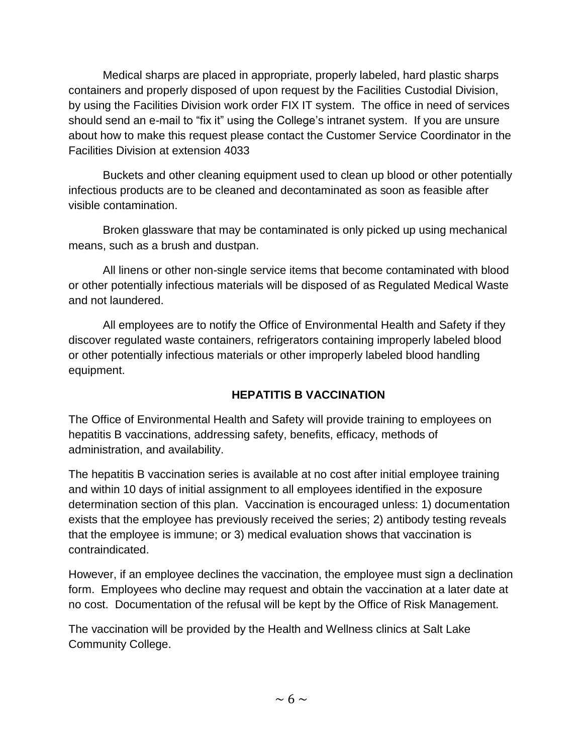Medical sharps are placed in appropriate, properly labeled, hard plastic sharps containers and properly disposed of upon request by the Facilities Custodial Division, by using the Facilities Division work order FIX IT system. The office in need of services should send an e-mail to "fix it" using the College's intranet system. If you are unsure about how to make this request please contact the Customer Service Coordinator in the Facilities Division at extension 4033

Buckets and other cleaning equipment used to clean up blood or other potentially infectious products are to be cleaned and decontaminated as soon as feasible after visible contamination.

Broken glassware that may be contaminated is only picked up using mechanical means, such as a brush and dustpan.

All linens or other non-single service items that become contaminated with blood or other potentially infectious materials will be disposed of as Regulated Medical Waste and not laundered.

All employees are to notify the Office of Environmental Health and Safety if they discover regulated waste containers, refrigerators containing improperly labeled blood or other potentially infectious materials or other improperly labeled blood handling equipment.

## HEPATITIS B VACCINATION

The Office of Environmental Health and Safety will provide training to employees on hepatitis B vaccinations, addressing safety, benefits, efficacy, methods of administration, and availability.

The hepatitis B vaccination series is available at no cost after initial employee training and within 10 days of initial assignment to all employees identified in the exposure determination section of this plan. Vaccination is encouraged unless: 1) documentation exists that the employee has previously received the series; 2) antibody testing reveals that the employee is immune; or 3) medical evaluation shows that vaccination is contraindicated.

However, if an employee declines the vaccination, the employee must sign a declination form. Employees who decline may request and obtain the vaccination at a later date at no cost. Documentation of the refusal will be kept by the Office of Risk Management.

The vaccination will be provided by the Health and Wellness clinics at Salt Lake Community College.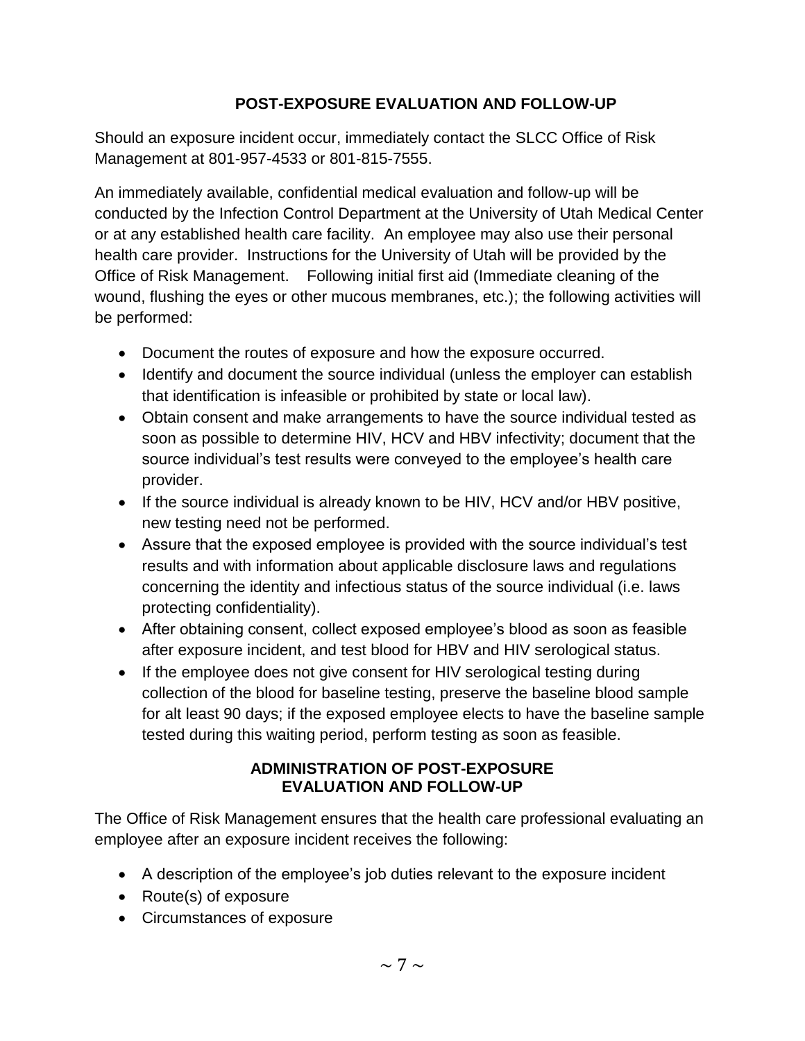## POST-EXPOSURE EVALUATION AND FOLLOW-UP

Should an exposure incident occur, immediately contact the SLCC Office of Risk Management at 801-957-4533 or 801-815-7555.

An immediately available, confidential medical evaluation and follow-up will be conducted by the Infection Control Department at the University of Utah Medical Center or at any established health care facility. An employee may also use their personal health care provider. Instructions for the University of Utah will be provided by the Office of Risk Management. Following initial first aid (Immediate cleaning of the wound, flushing the eyes or other mucous membranes, etc.); the following activities will be performed:

- Document the routes of exposure and how the exposure occurred.
- Identify and document the source individual (unless the employer can establish that identification is infeasible or prohibited by state or local law).
- Obtain consent and make arrangements to have the source individual tested as soon as possible to determine HIV, HCV and HBV infectivity; document that the source individual's test results were conveyed to the employee's health care provider.
- If the source individual is already known to be HIV, HCV and/or HBV positive, new testing need not be performed.
- Assure that the exposed employee is provided with the source individual's test results and with information about applicable disclosure laws and regulations concerning the identity and infectious status of the source individual (i.e. laws protecting confidentiality).
- After obtaining consent, collect exposed employee's blood as soon as feasible after exposure incident, and test blood for HBV and HIV serological status.
- If the employee does not give consent for HIV serological testing during collection of the blood for baseline testing, preserve the baseline blood sample for alt least 90 days; if the exposed employee elects to have the baseline sample tested during this waiting period, perform testing as soon as feasible.

### ADMINISTRATION OF POST-EXPOSURE EVALUATION AND FOLLOW-UP

The Office of Risk Management ensures that the health care professional evaluating an employee after an exposure incident receives the following:

- A description of the employee's job duties relevant to the exposure incident
- Route(s) of exposure
- Circumstances of exposure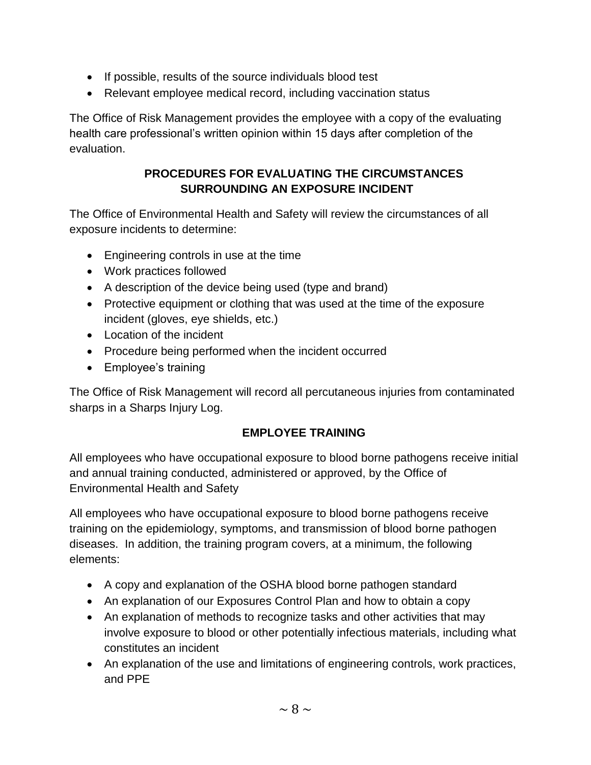- If possible, results of the source individuals blood test
- Relevant employee medical record, including vaccination status

The Office of Risk Management provides the employee with a copy of the evaluating health care professional's written opinion within 15 days after completion of the evaluation.

## PROCEDURES FOR EVALUATING THE CIRCUMSTANCES SURROUNDING AN EXPOSURE INCIDENT

The Office of Environmental Health and Safety will review the circumstances of all exposure incidents to determine:

- Engineering controls in use at the time
- Work practices followed
- A description of the device being used (type and brand)
- Protective equipment or clothing that was used at the time of the exposure incident (gloves, eye shields, etc.)
- Location of the incident
- Procedure being performed when the incident occurred
- Employee's training

The Office of Risk Management will record all percutaneous injuries from contaminated sharps in a Sharps Injury Log.

## EMPLOYEE TRAINING

All employees who have occupational exposure to blood borne pathogens receive initial and annual training conducted, administered or approved, by the Office of Environmental Health and Safety

All employees who have occupational exposure to blood borne pathogens receive training on the epidemiology, symptoms, and transmission of blood borne pathogen diseases. In addition, the training program covers, at a minimum, the following elements:

- A copy and explanation of the OSHA blood borne pathogen standard
- An explanation of our Exposures Control Plan and how to obtain a copy
- An explanation of methods to recognize tasks and other activities that may involve exposure to blood or other potentially infectious materials, including what constitutes an incident
- An explanation of the use and limitations of engineering controls, work practices, and PPE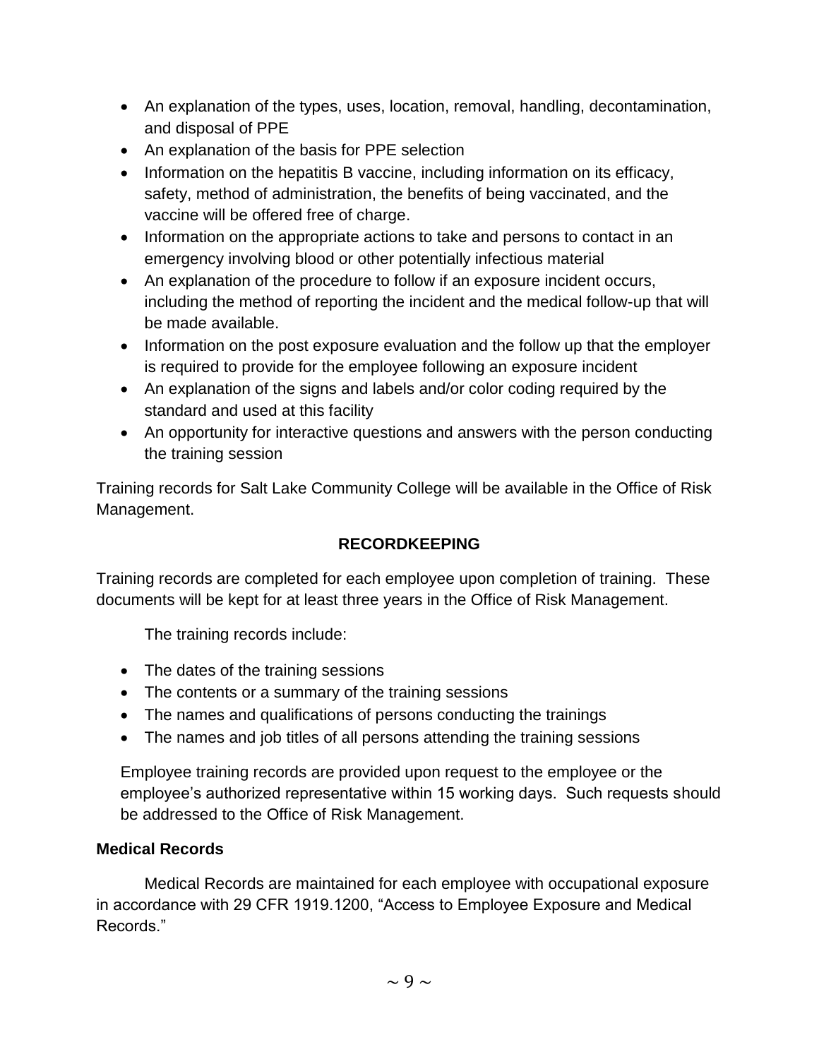- An explanation of the types, uses, location, removal, handling, decontamination, and disposal of PPE
- An explanation of the basis for PPE selection
- Information on the hepatitis B vaccine, including information on its efficacy, safety, method of administration, the benefits of being vaccinated, and the vaccine will be offered free of charge.
- Information on the appropriate actions to take and persons to contact in an emergency involving blood or other potentially infectious material
- An explanation of the procedure to follow if an exposure incident occurs, including the method of reporting the incident and the medical follow-up that will be made available.
- Information on the post exposure evaluation and the follow up that the employer is required to provide for the employee following an exposure incident
- An explanation of the signs and labels and/or color coding required by the standard and used at this facility
- An opportunity for interactive questions and answers with the person conducting the training session

Training records for Salt Lake Community College will be available in the Office of Risk Management.

## RECORDKEEPING

Training records are completed for each employee upon completion of training. These documents will be kept for at least three years in the Office of Risk Management.

The training records include:

- The dates of the training sessions
- The contents or a summary of the training sessions
- The names and qualifications of persons conducting the trainings
- The names and job titles of all persons attending the training sessions

Employee training records are provided upon request to the employee or the employee's authorized representative within 15 working days. Such requests should be addressed to the Office of Risk Management.

### Medical Records

Medical Records are maintained for each employee with occupational exposure in accordance with 29 CFR 1919.1200, "Access to Employee Exposure and Medical Records."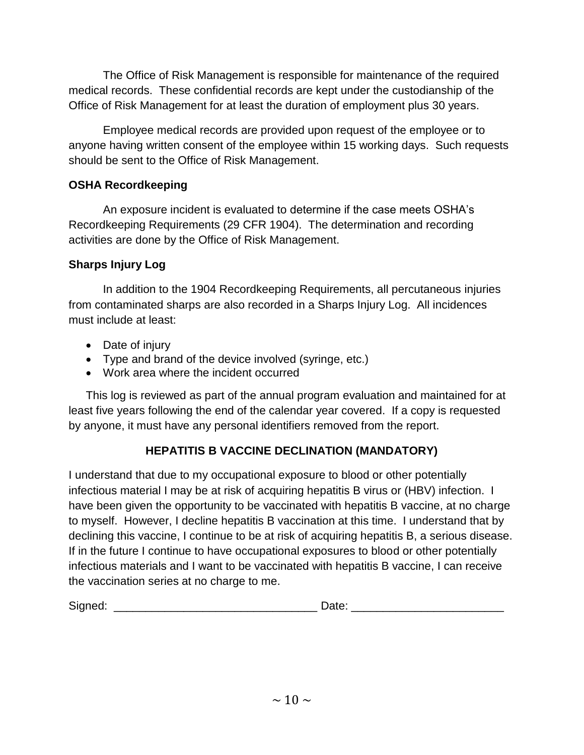The Office of Risk Management is responsible for maintenance of the required medical records. These confidential records are kept under the custodianship of the Office of Risk Management for at least the duration of employment plus 30 years.

Employee medical records are provided upon request of the employee or to anyone having written consent of the employee within 15 working days. Such requests should be sent to the Office of Risk Management.

**OSHA Recordkeeping**

An exposure incident is evaluated to determine if the case meets OSHA's Recordkeeping Requirements (29 CFR 1904). The determination and recording activities are done by the Office of Risk Management.

**Sharps Injury Log**

In addition to the 1904 Recordkeeping Requirements, all percutaneous injuries from contaminated sharps are also recorded in a Sharps Injury Log. All incidences must include at least:

- Date of injury
- Type and brand of the device involved (syringe, etc.)
- Work area where the incident occurred

This log is reviewed as part of the annual program evaluation and maintained for at least five years following the end of the calendar year covered. If a copy is requested by anyone, it must have any personal identifiers removed from the report.

**HEPATITIS B VACCINE DECLINATION (MANDATORY)**

I understand that due to my occupational exposure to blood or other potentially infectious material I may be at risk of acquiring hepatitis B virus or (HBV) infection. I have been given the opportunity to be vaccinated with hepatitis B vaccine, at no charge to myself. However, I decline hepatitis B vaccination at this time. I understand that by declining this vaccine, I continue to be at risk of acquiring hepatitis B, a serious disease. If in the future I continue to have occupational exposures to blood or other potentially infectious materials and I want to be vaccinated with hepatitis B vaccine, I can receive the vaccination series at no charge to me.

Signed: _______________________________ Date: _______________________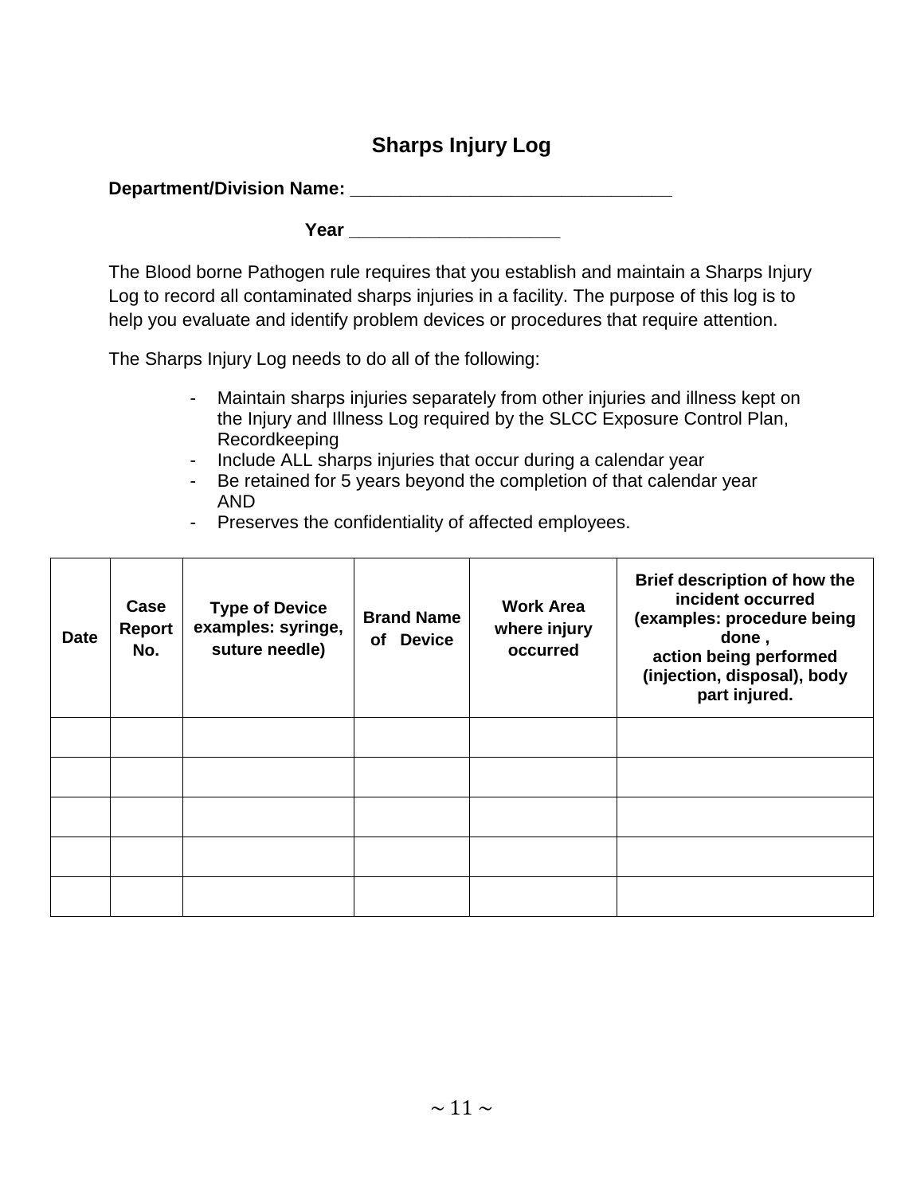# Sharps Injury Log

**Department/Division Name: ________________________________**

**Year ____________________**

The Blood borne Pathogen rule requires that you establish and maintain a Sharps Injury Log to record all contaminated sharps injuries in a facility. The purpose of this log is to help you evaluate and identify problem devices or procedures that require attention.

The Sharps Injury Log needs to do all of the following:

- Maintain sharps injuries separately from other injuries and illness kept on the Injury and Illness Log required by the SLCC Exposure Control Plan, Recordkeeping
- Include ALL sharps injuries that occur during a calendar year
- Be retained for 5 years beyond the completion of that calendar year AND
- Preserves the confidentiality of affected employees.

| Date | Case Report No. | Type of Device examples: syringe, suture needle) | Brand Name of Device | Work Area where injury occurred | Brief description of how the incident occurred (examples: procedure being done , action being performed (injection, disposal), body part injured. |
|---|---|---|---|---|---|
| | | | | | |
| | | | | | |
| | | | | | |
| | | | | | |
| | | | | | |